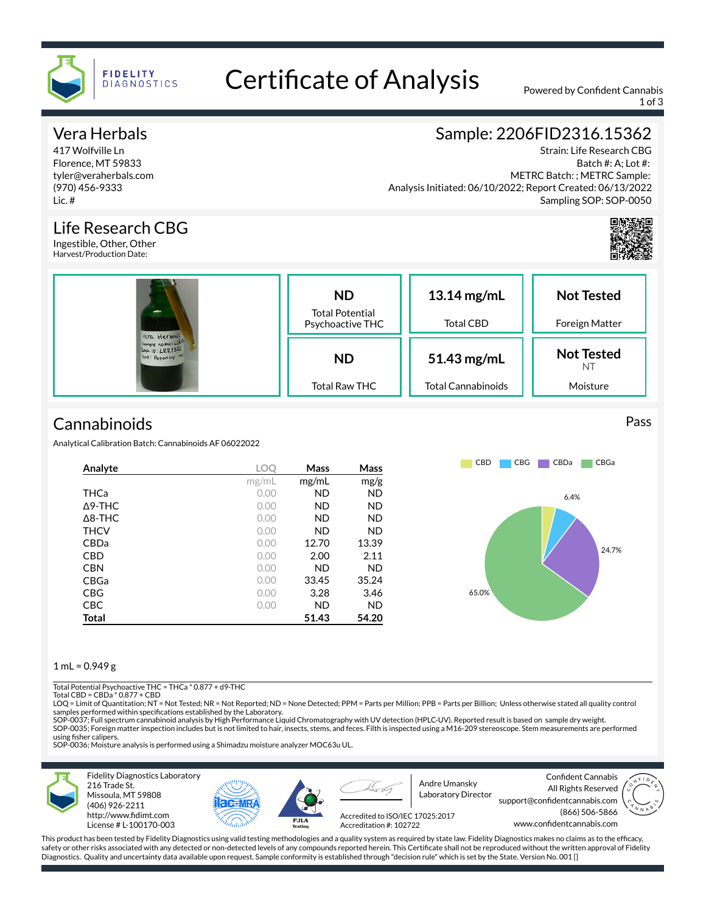# Certificate of Analysis

FIDELITY DIAGNOSTICS

Powered by Confident Cannabis

## Vera Herbals

417 Wolfville Ln
Florence, MT 59833
tyler@veraherbals.com
(970) 456-9333
Lic. #

## Sample: 2206FID2316.15362

Strain: Life Research CBG
Batch #: A; Lot #:
METRC Batch: ; METRC Sample:
Analysis Initiated: 06/10/2022; Report Created: 06/13/2022
Sampling SOP: SOP-0050

## Life Research CBG

Ingestible, Other, Other
Harvest/Production Date:

| ND | 13.14 mg/mL | Not Tested |
|---|---|---|
| Total Potential Psychoactive THC | Total CBD | Foreign Matter |
| **ND** | **51.43 mg/mL** | **Not Tested** NT |
| Total Raw THC | Total Cannabinoids | Moisture |

## Cannabinoids

Pass

Analytical Calibration Batch: Cannabinoids AF 06022022

| Analyte | LOQ | Mass | Mass |
|---|---|---|---|
| | mg/mL | mg/mL | mg/g |
| THCa | 0.00 | ND | ND |
| Δ9-THC | 0.00 | ND | ND |
| Δ8-THC | 0.00 | ND | ND |
| THCV | 0.00 | ND | ND |
| CBDa | 0.00 | 12.70 | 13.39 |
| CBD | 0.00 | 2.00 | 2.11 |
| CBN | 0.00 | ND | ND |
| CBGa | 0.00 | 33.45 | 35.24 |
| CBG | 0.00 | 3.28 | 3.46 |
| CBC | 0.00 | ND | ND |
| **Total** | | **51.43** | **54.20** |

CBD, CBG, CBDa, CBGa: 6.4%, 24.7%, 65.0%

1 mL = 0.949 g

Total Potential Psychoactive THC = THCa * 0.877 + d9-THC
Total CBD = CBDa * 0.877 + CBD
LOQ = Limit of Quantitation; NT = Not Tested; NR = Not Reported; ND = None Detected; PPM = Parts per Million; PPB = Parts per Billion; Unless otherwise stated all quality control samples performed within specifications established by the Laboratory.
SOP-0037; Full spectrum cannabinoid analysis by High Performance Liquid Chromatography with UV detection (HPLC-UV). Reported result is based on sample dry weight.
SOP-0035; Foreign matter inspection includes but is not limited to hair, insects, stems, and feces. Filth is inspected using a M16-209 stereoscope. Stem measurements are performed using fisher calipers.
SOP-0036; Moisture analysis is performed using a Shimadzu moisture analyzer MOC63u UL.

Fidelity Diagnostics Laboratory
216 Trade St.
Missoula, MT 59808
(406) 926-2211
http://www.fidimt.com
License # L-100170-003

Andre Umansky
Laboratory Director

Accredited to ISO/IEC 17025:2017
Accreditation #: 102722

Confident Cannabis
All Rights Reserved
support@confidentcannabis.com
(866) 506-5866
www.confidentcannabis.com

This product has been tested by Fidelity Diagnostics using valid testing methodologies and a quality system as required by state law. Fidelity Diagnostics makes no claims as to the efficacy, safety or other risks associated with any detected or non-detected levels of any compounds reported herein. This Certificate shall not be reproduced without the written approval of Fidelity Diagnostics. Quality and uncertainty data available upon request. Sample conformity is established through "decision rule" which is set by the State. Version No. 001 []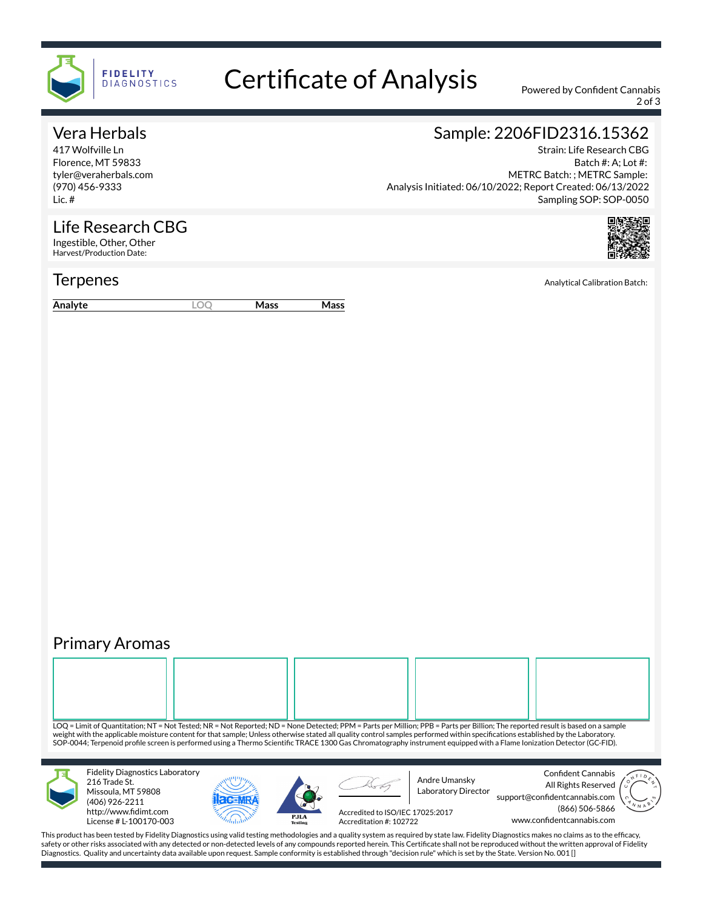# Certificate of Analysis

Powered by Confident Cannabis

## Vera Herbals

417 Wolfville Ln
Florence, MT 59833
tyler@veraherbals.com
(970) 456-9333
Lic. #

## Sample: 2206FID2316.15362

Strain: Life Research CBG
Batch #: A; Lot #:
METRC Batch: ; METRC Sample:
Analysis Initiated: 06/10/2022; Report Created: 06/13/2022
Sampling SOP: SOP-0050

## Life Research CBG

Ingestible, Other, Other
Harvest/Production Date:

## Terpenes

Analytical Calibration Batch:

| Analyte | LOQ | Mass | Mass |
|---|---|---|---|

## Primary Aromas

| | | | | |
|---|---|---|---|---|
| | | | | |

LOQ = Limit of Quantitation; NT = Not Tested; NR = Not Reported; ND = None Detected; PPM = Parts per Million; PPB = Parts per Billion; The reported result is based on a sample weight with the applicable moisture content for that sample; Unless otherwise stated all quality control samples performed within specifications established by the Laboratory. SOP-0044; Terpenoid profile screen is performed using a Thermo Scientific TRACE 1300 Gas Chromatography instrument equipped with a Flame Ionization Detector (GC-FID).

Fidelity Diagnostics Laboratory
216 Trade St.
Missoula, MT 59808
(406) 926-2211
http://www.fidimt.com
License # L-100170-003

Andre Umansky
Laboratory Director

Accredited to ISO/IEC 17025:2017
Accreditation #: 102722

Confident Cannabis
All Rights Reserved
support@confidentcannabis.com
(866) 506-5866
www.confidentcannabis.com

This product has been tested by Fidelity Diagnostics using valid testing methodologies and a quality system as required by state law. Fidelity Diagnostics makes no claims as to the efficacy, safety or other risks associated with any detected or non-detected levels of any compounds reported herein. This Certificate shall not be reproduced without the written approval of Fidelity Diagnostics. Quality and uncertainty data available upon request. Sample conformity is established through "decision rule" which is set by the State. Version No. 001 []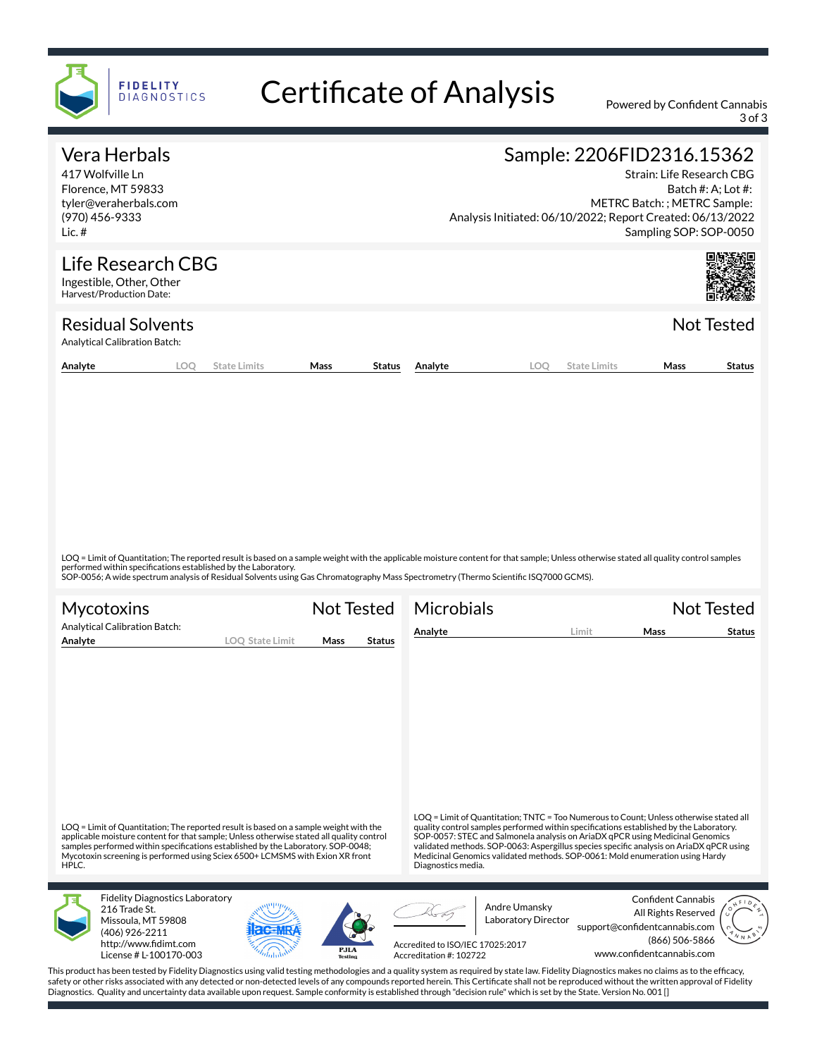# Certificate of Analysis

Powered by Confident Cannabis

## Vera Herbals

417 Wolfville Ln
Florence, MT 59833
tyler@veraherbals.com
(970) 456-9333
Lic. #

## Sample: 2206FID2316.15362

Strain: Life Research CBG
Batch #: A; Lot #:
METRC Batch: ; METRC Sample:
Analysis Initiated: 06/10/2022; Report Created: 06/13/2022
Sampling SOP: SOP-0050

## Life Research CBG

Ingestible, Other, Other
Harvest/Production Date:

## Residual Solvents — Not Tested

Analytical Calibration Batch:

| Analyte | LOQ | State Limits | Mass | Status | Analyte | LOQ | State Limits | Mass | Status |
|---|---|---|---|---|---|---|---|---|---|

LOQ = Limit of Quantitation; The reported result is based on a sample weight with the applicable moisture content for that sample; Unless otherwise stated all quality control samples performed within specifications established by the Laboratory.
SOP-0056; A wide spectrum analysis of Residual Solvents using Gas Chromatography Mass Spectrometry (Thermo Scientific ISQ7000 GCMS).

## Mycotoxins — Not Tested

Analytical Calibration Batch:

| Analyte | LOQ | State Limit | Mass | Status |
|---|---|---|---|---|

LOQ = Limit of Quantitation; The reported result is based on a sample weight with the applicable moisture content for that sample; Unless otherwise stated all quality control samples performed within specifications established by the Laboratory. SOP-0048; Mycotoxin screening is performed using Sciex 6500+ LCMSMS with Exion XR front HPLC.

## Microbials — Not Tested

| Analyte | Limit | Mass | Status |
|---|---|---|---|

LOQ = Limit of Quantitation; TNTC = Too Numerous to Count; Unless otherwise stated all quality control samples performed within specifications established by the Laboratory. SOP-0057: STEC and Salmonella analysis on AriaDX qPCR using Medicinal Genomics validated methods. SOP-0063: Aspergillus species specific analysis on AriaDX qPCR using Medicinal Genomics validated methods. SOP-0061: Mold enumeration using Hardy Diagnostics media.

Fidelity Diagnostics Laboratory
216 Trade St.
Missoula, MT 59808
(406) 926-2211
http://www.fidimt.com
License # L-100170-003

Andre Umansky
Laboratory Director

Accredited to ISO/IEC 17025:2017
Accreditation #: 102722

Confident Cannabis
All Rights Reserved
support@confidentcannabis.com
(866) 506-5866
www.confidentcannabis.com

This product has been tested by Fidelity Diagnostics using valid testing methodologies and a quality system as required by state law. Fidelity Diagnostics makes no claims as to the efficacy, safety or other risks associated with any detected or non-detected levels of any compounds reported herein. This Certificate shall not be reproduced without the written approval of Fidelity Diagnostics. Quality and uncertainty data available upon request. Sample conformity is established through "decision rule" which is set by the State. Version No. 001 []